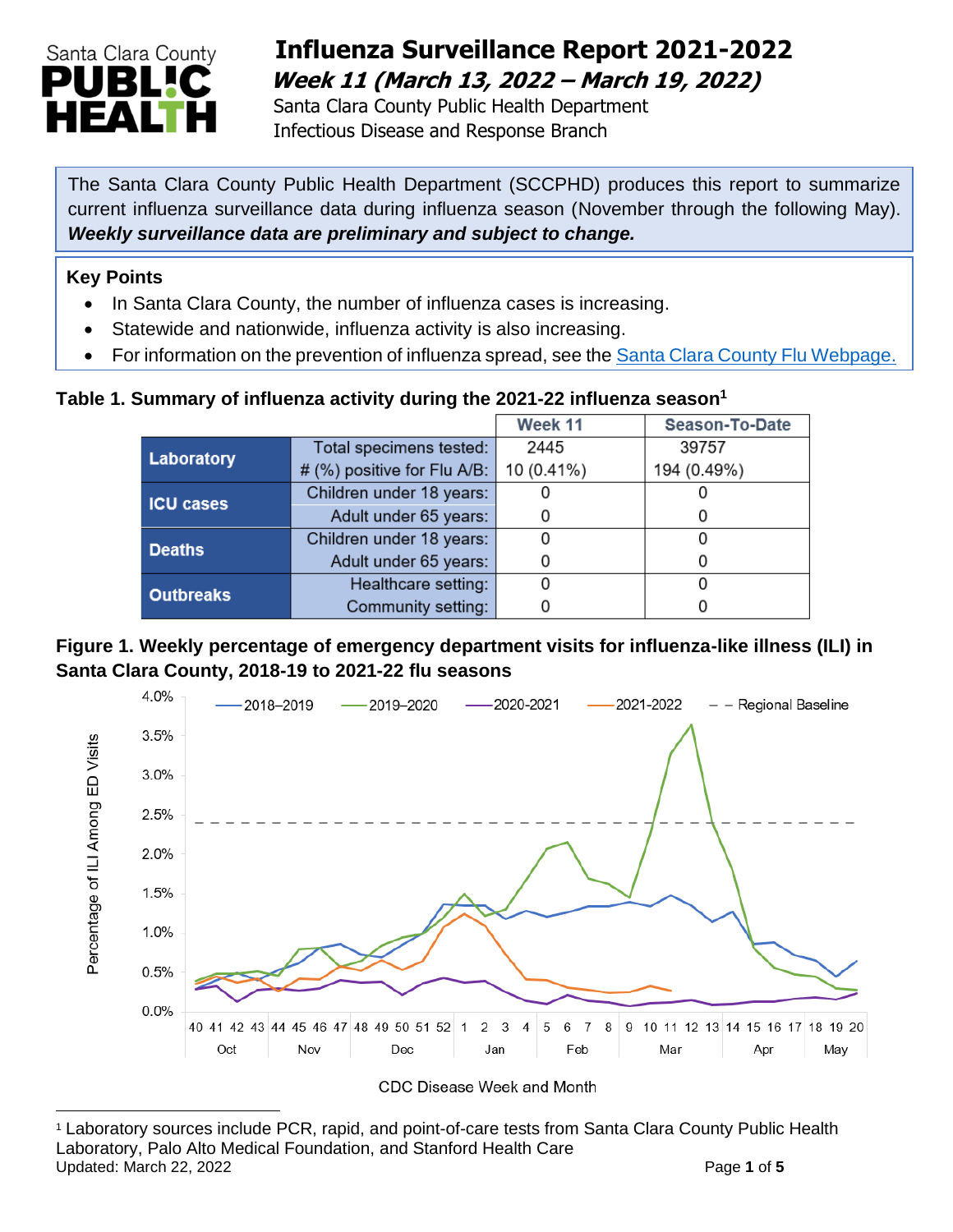# Influenza Surveillance Report 2021-2022

***Week 11 (March 13, 2022 – March 19, 2022)***

Santa Clara County Public Health Department
Infectious Disease and Response Branch

The Santa Clara County Public Health Department (SCCPHD) produces this report to summarize current influenza surveillance data during influenza season (November through the following May). ***Weekly surveillance data are preliminary and subject to change.***

**Key Points**

- In Santa Clara County, the number of influenza cases is increasing.
- Statewide and nationwide, influenza activity is also increasing.
- For information on the prevention of influenza spread, see the [Santa Clara County Flu Webpage.]()

**Table 1. Summary of influenza activity during the 2021-22 influenza season[1]**

| | | Week 11 | Season-To-Date |
|---|---|---|---|
| **Laboratory** | Total specimens tested: | 2445 | 39757 |
| | # (%) positive for Flu A/B: | 10 (0.41%) | 194 (0.49%) |
| **ICU cases** | Children under 18 years: | 0 | 0 |
| | Adult under 65 years: | 0 | 0 |
| **Deaths** | Children under 18 years: | 0 | 0 |
| | Adult under 65 years: | 0 | 0 |
| **Outbreaks** | Healthcare setting: | 0 | 0 |
| | Community setting: | 0 | 0 |

**Figure 1. Weekly percentage of emergency department visits for influenza-like illness (ILI) in Santa Clara County, 2018-19 to 2021-22 flu seasons**

[1] Laboratory sources include PCR, rapid, and point-of-care tests from Santa Clara County Public Health Laboratory, Palo Alto Medical Foundation, and Stanford Health Care

Updated: March 22, 2022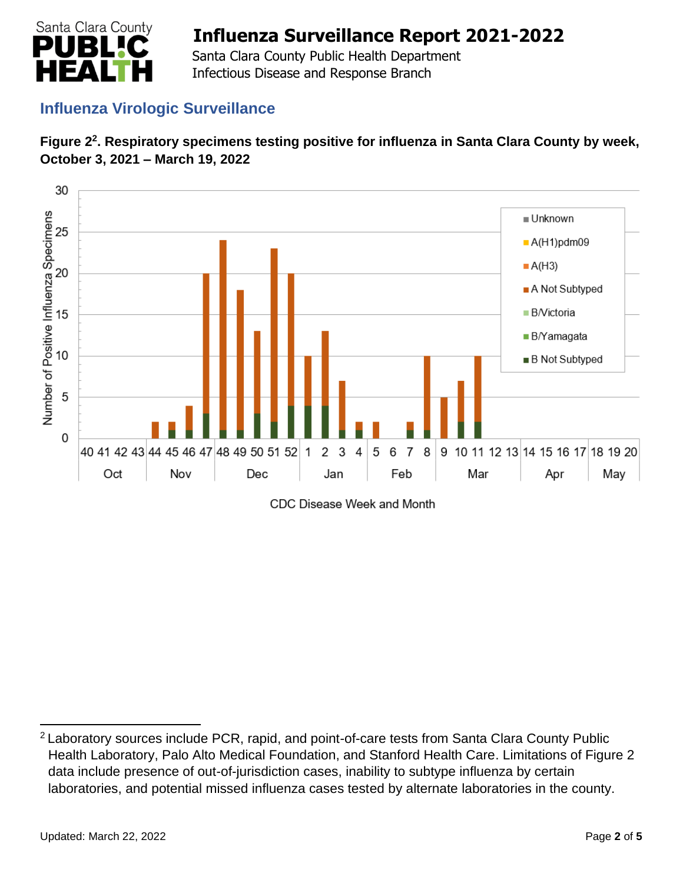## Influenza Virologic Surveillance

**Figure 2[2]. Respiratory specimens testing positive for influenza in Santa Clara County by week, October 3, 2021 – March 19, 2022**

[2] Laboratory sources include PCR, rapid, and point-of-care tests from Santa Clara County Public Health Laboratory, Palo Alto Medical Foundation, and Stanford Health Care. Limitations of Figure 2 data include presence of out-of-jurisdiction cases, inability to subtype influenza by certain laboratories, and potential missed influenza cases tested by alternate laboratories in the county.

Updated: March 22, 2022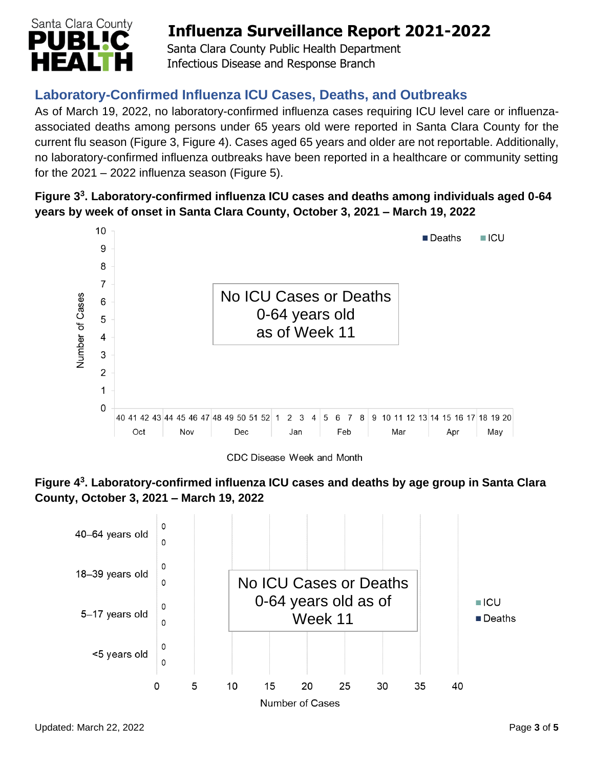## Laboratory-Confirmed Influenza ICU Cases, Deaths, and Outbreaks

As of March 19, 2022, no laboratory-confirmed influenza cases requiring ICU level care or influenza-associated deaths among persons under 65 years old were reported in Santa Clara County for the current flu season (Figure 3, Figure 4). Cases aged 65 years and older are not reportable. Additionally, no laboratory-confirmed influenza outbreaks have been reported in a healthcare or community setting for the 2021 – 2022 influenza season (Figure 5).

**Figure 3[3]. Laboratory-confirmed influenza ICU cases and deaths among individuals aged 0-64 years by week of onset in Santa Clara County, October 3, 2021 – March 19, 2022**

No ICU Cases or Deaths 0-64 years old as of Week 11

**Figure 4[3]. Laboratory-confirmed influenza ICU cases and deaths by age group in Santa Clara County, October 3, 2021 – March 19, 2022**

| Age group | ICU | Deaths |
|---|---|---|
| 40–64 years old | 0 | 0 |
| 18–39 years old | 0 | 0 |
| 5–17 years old | 0 | 0 |
| <5 years old | 0 | 0 |

No ICU Cases or Deaths 0-64 years old as of Week 11

Updated: March 22, 2022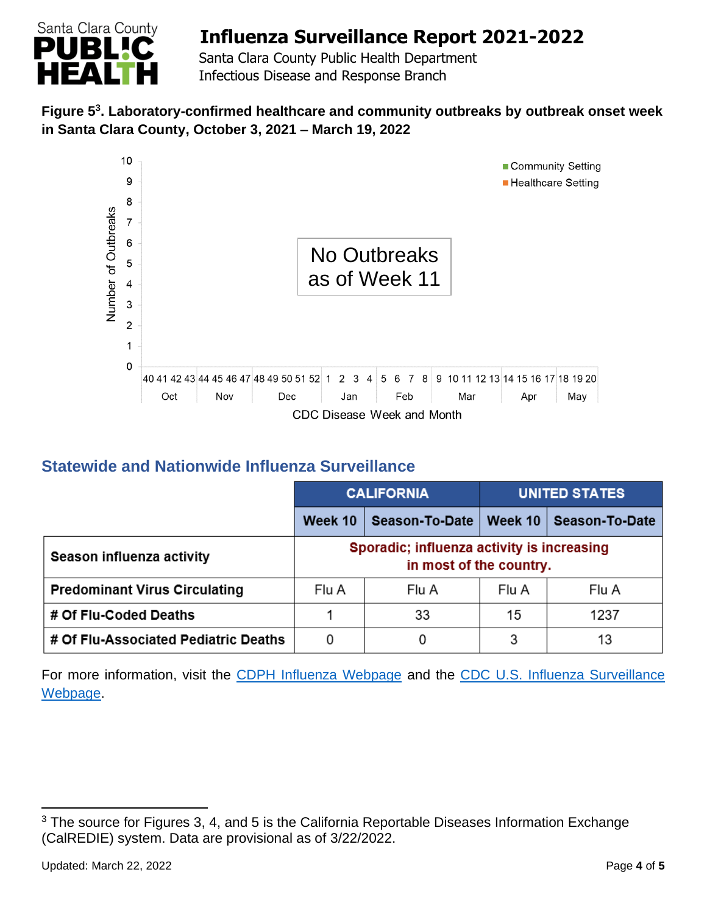**Figure 5[3]. Laboratory-confirmed healthcare and community outbreaks by outbreak onset week in Santa Clara County, October 3, 2021 – March 19, 2022**

No Outbreaks as of Week 11

## Statewide and Nationwide Influenza Surveillance

| | CALIFORNIA | | UNITED STATES | |
|---|---|---|---|---|
| | **Week 10** | **Season-To-Date** | **Week 10** | **Season-To-Date** |
| **Season influenza activity** | Sporadic; influenza activity is increasing in most of the country. | | | |
| **Predominant Virus Circulating** | Flu A | Flu A | Flu A | Flu A |
| **# Of Flu-Coded Deaths** | 1 | 33 | 15 | 1237 |
| **# Of Flu-Associated Pediatric Deaths** | 0 | 0 | 3 | 13 |

For more information, visit the CDPH Influenza Webpage and the CDC U.S. Influenza Surveillance Webpage.

[3] The source for Figures 3, 4, and 5 is the California Reportable Diseases Information Exchange (CalREDIE) system. Data are provisional as of 3/22/2022.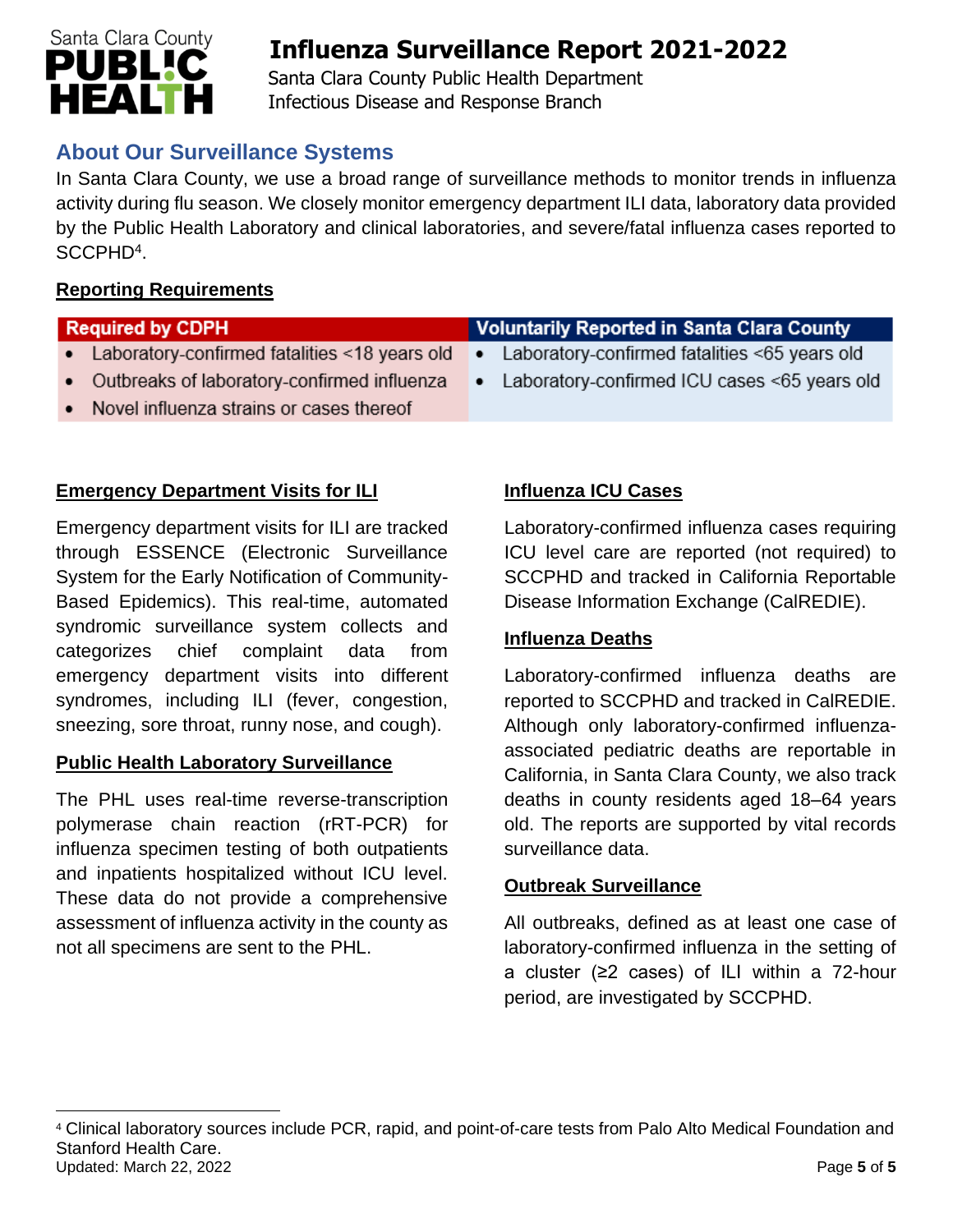# Influenza Surveillance Report 2021-2022

Santa Clara County Public Health Department
Infectious Disease and Response Branch

## About Our Surveillance Systems

In Santa Clara County, we use a broad range of surveillance methods to monitor trends in influenza activity during flu season. We closely monitor emergency department ILI data, laboratory data provided by the Public Health Laboratory and clinical laboratories, and severe/fatal influenza cases reported to SCCPHD[4].

### Reporting Requirements

| Required by CDPH | Voluntarily Reported in Santa Clara County |
|---|---|
| • Laboratory-confirmed fatalities <18 years old | • Laboratory-confirmed fatalities <65 years old |
| • Outbreaks of laboratory-confirmed influenza | • Laboratory-confirmed ICU cases <65 years old |
| • Novel influenza strains or cases thereof | |

### Emergency Department Visits for ILI

Emergency department visits for ILI are tracked through ESSENCE (Electronic Surveillance System for the Early Notification of Community-Based Epidemics). This real-time, automated syndromic surveillance system collects and categorizes chief complaint data from emergency department visits into different syndromes, including ILI (fever, congestion, sneezing, sore throat, runny nose, and cough).

### Public Health Laboratory Surveillance

The PHL uses real-time reverse-transcription polymerase chain reaction (rRT-PCR) for influenza specimen testing of both outpatients and inpatients hospitalized without ICU level. These data do not provide a comprehensive assessment of influenza activity in the county as not all specimens are sent to the PHL.

### Influenza ICU Cases

Laboratory-confirmed influenza cases requiring ICU level care are reported (not required) to SCCPHD and tracked in California Reportable Disease Information Exchange (CalREDIE).

### Influenza Deaths

Laboratory-confirmed influenza deaths are reported to SCCPHD and tracked in CalREDIE. Although only laboratory-confirmed influenza-associated pediatric deaths are reportable in California, in Santa Clara County, we also track deaths in county residents aged 18–64 years old. The reports are supported by vital records surveillance data.

### Outbreak Surveillance

All outbreaks, defined as at least one case of laboratory-confirmed influenza in the setting of a cluster (≥2 cases) of ILI within a 72-hour period, are investigated by SCCPHD.

---

[4] Clinical laboratory sources include PCR, rapid, and point-of-care tests from Palo Alto Medical Foundation and Stanford Health Care.

Updated: March 22, 2022